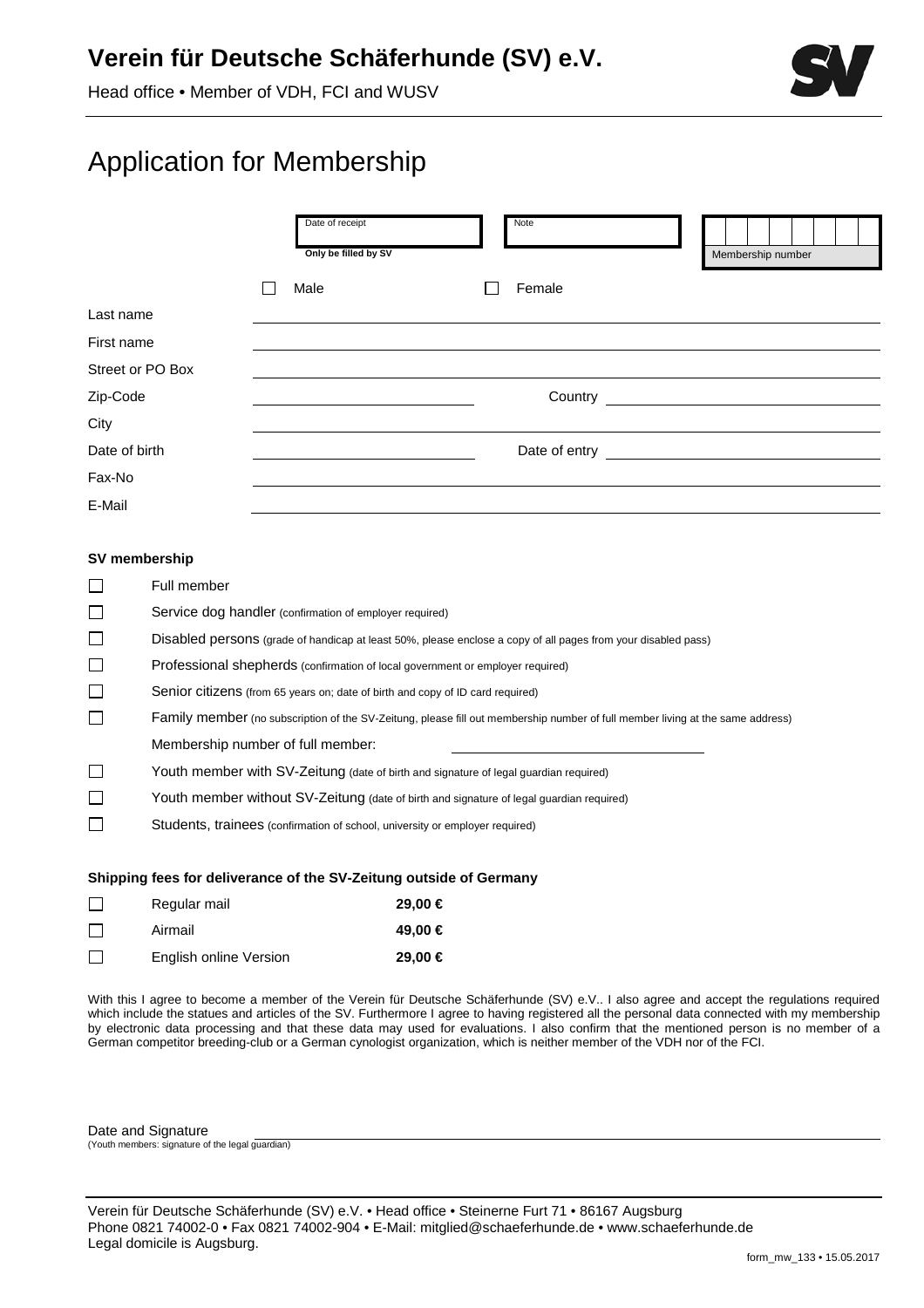# Verein für Deutsche Schäferhunde (SV) e.V.

Head office • Member of VDH, FCI and WUSV

# Application for Membership

| Date of receipt<br>Only be filled by SV | Note | Membership number |
|---|---|---|

☐ Male ☐ Female

Last name ____________________

First name ____________________

Street or PO Box ____________________

Zip-Code ____________________ Country ____________________

City ____________________

Date of birth ____________________ Date of entry ____________________

Fax-No ____________________

E-Mail ____________________

**SV membership**

☐ Full member

☐ Service dog handler (confirmation of employer required)

☐ Disabled persons (grade of handicap at least 50%, please enclose a copy of all pages from your disabled pass)

☐ Professional shepherds (confirmation of local government or employer required)

☐ Senior citizens (from 65 years on; date of birth and copy of ID card required)

☐ Family member (no subscription of the SV-Zeitung, please fill out membership number of full member living at the same address)

Membership number of full member: ____________________

☐ Youth member with SV-Zeitung (date of birth and signature of legal guardian required)

☐ Youth member without SV-Zeitung (date of birth and signature of legal guardian required)

☐ Students, trainees (confirmation of school, university or employer required)

**Shipping fees for deliverance of the SV-Zeitung outside of Germany**

| | | |
|---|---|---|
| ☐ | Regular mail | **29,00 €** |
| ☐ | Airmail | **49,00 €** |
| ☐ | English online Version | **29,00 €** |

With this I agree to become a member of the Verein für Deutsche Schäferhunde (SV) e.V.. I also agree and accept the regulations required which include the statues and articles of the SV. Furthermore I agree to having registered all the personal data connected with my membership by electronic data processing and that these data may used for evaluations. I also confirm that the mentioned person is no member of a German competitor breeding-club or a German cynologist organization, which is neither member of the VDH nor of the FCI.

Date and Signature ____________________
(Youth members: signature of the legal guardian)

Verein für Deutsche Schäferhunde (SV) e.V. • Head office • Steinerne Furt 71 • 86167 Augsburg
Phone 0821 74002-0 • Fax 0821 74002-904 • E-Mail: mitglied@schaeferhunde.de • www.schaeferhunde.de
Legal domicile is Augsburg.

form_mw_133 • 15.05.2017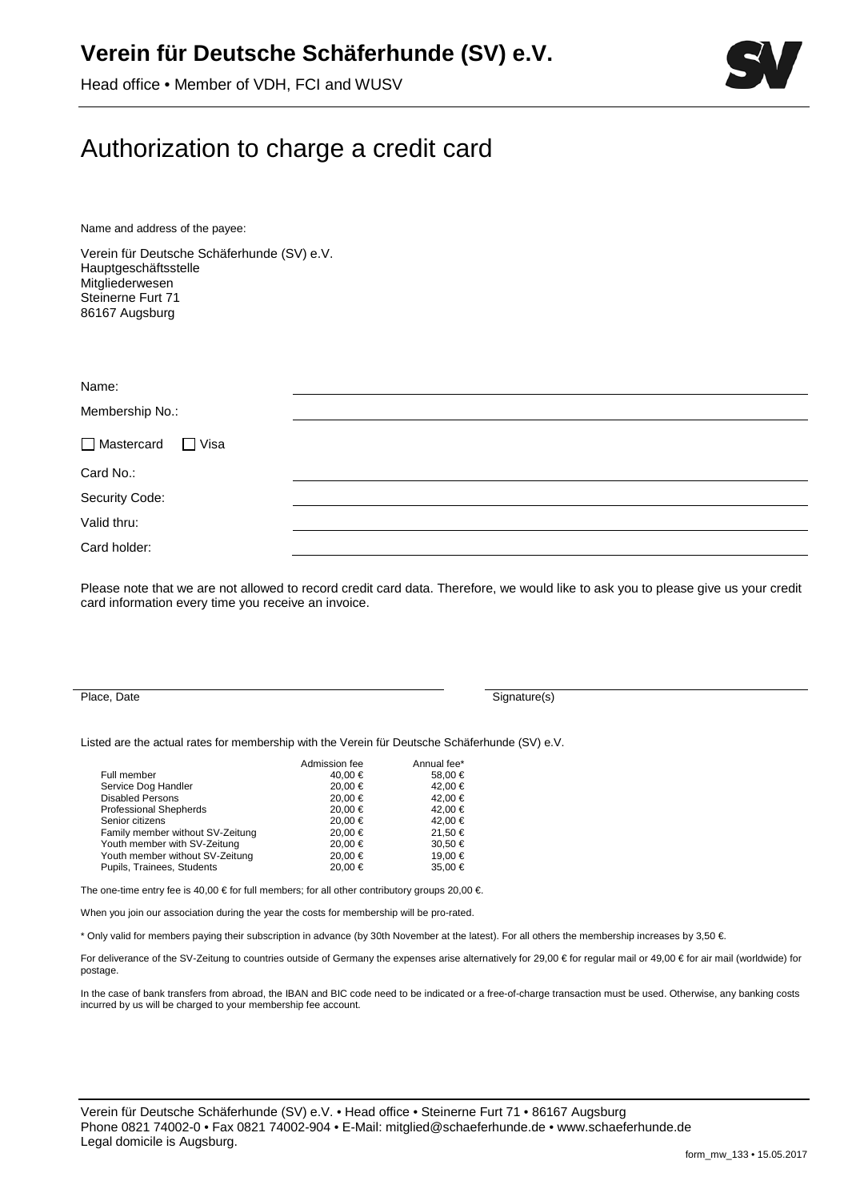# Verein für Deutsche Schäferhunde (SV) e.V.

Head office • Member of VDH, FCI and WUSV

## Authorization to charge a credit card

Name and address of the payee:

Verein für Deutsche Schäferhunde (SV) e.V.
Hauptgeschäftsstelle
Mitgliederwesen
Steinerne Furt 71
86167 Augsburg

Name: ______________________________

Membership No.: ______________________________

☐ Mastercard ☐ Visa

Card No.: ______________________________

Security Code: ______________________________

Valid thru: ______________________________

Card holder: ______________________________

Please note that we are not allowed to record credit card data. Therefore, we would like to ask you to please give us your credit card information every time you receive an invoice.

______________________________ ______________________________
Place, Date Signature(s)

Listed are the actual rates for membership with the Verein für Deutsche Schäferhunde (SV) e.V.

| | Admission fee | Annual fee* |
|---|---|---|
| Full member | 40,00 € | 58,00 € |
| Service Dog Handler | 20,00 € | 42,00 € |
| Disabled Persons | 20,00 € | 42,00 € |
| Professional Shepherds | 20,00 € | 42,00 € |
| Senior citizens | 20,00 € | 42,00 € |
| Family member without SV-Zeitung | 20,00 € | 21,50 € |
| Youth member with SV-Zeitung | 20,00 € | 30,50 € |
| Youth member without SV-Zeitung | 20,00 € | 19,00 € |
| Pupils, Trainees, Students | 20,00 € | 35,00 € |

The one-time entry fee is 40,00 € for full members; for all other contributory groups 20,00 €.

When you join our association during the year the costs for membership will be pro-rated.

* Only valid for members paying their subscription in advance (by 30th November at the latest). For all others the membership increases by 3,50 €.

For deliverance of the SV-Zeitung to countries outside of Germany the expenses arise alternatively for 29,00 € for regular mail or 49,00 € for air mail (worldwide) for postage.

In the case of bank transfers from abroad, the IBAN and BIC code need to be indicated or a free-of-charge transaction must be used. Otherwise, any banking costs incurred by us will be charged to your membership fee account.

Verein für Deutsche Schäferhunde (SV) e.V. • Head office • Steinerne Furt 71 • 86167 Augsburg
Phone 0821 74002-0 • Fax 0821 74002-904 • E-Mail: mitglied@schaeferhunde.de • www.schaeferhunde.de
Legal domicile is Augsburg.

form_mw_133 • 15.05.2017